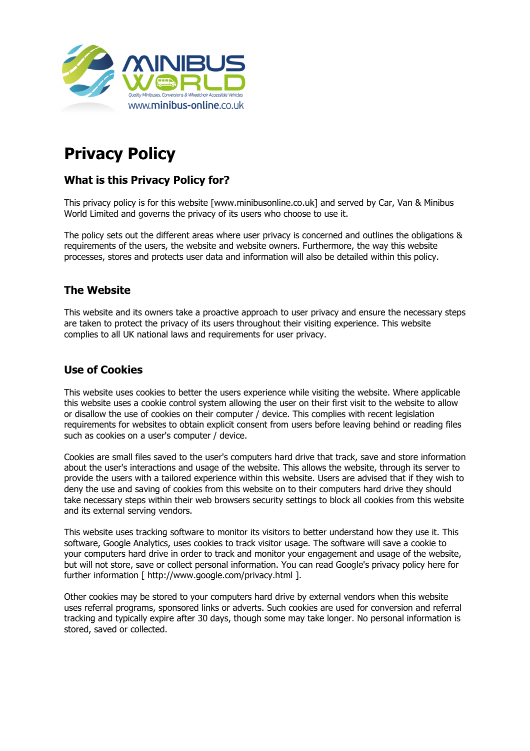# Privacy Policy

## What is this Privacy Policy for?

This privacy policy is for this website [www.minibusonline.co.uk] and served by Car, Van & Minibus World Limited and governs the privacy of its users who choose to use it.

The policy sets out the different areas where user privacy is concerned and outlines the obligations & requirements of the users, the website and website owners. Furthermore, the way this website processes, stores and protects user data and information will also be detailed within this policy.

## The Website

This website and its owners take a proactive approach to user privacy and ensure the necessary steps are taken to protect the privacy of its users throughout their visiting experience. This website complies to all UK national laws and requirements for user privacy.

## Use of Cookies

This website uses cookies to better the users experience while visiting the website. Where applicable this website uses a cookie control system allowing the user on their first visit to the website to allow or disallow the use of cookies on their computer / device. This complies with recent legislation requirements for websites to obtain explicit consent from users before leaving behind or reading files such as cookies on a user's computer / device.

Cookies are small files saved to the user's computers hard drive that track, save and store information about the user's interactions and usage of the website. This allows the website, through its server to provide the users with a tailored experience within this website. Users are advised that if they wish to deny the use and saving of cookies from this website on to their computers hard drive they should take necessary steps within their web browsers security settings to block all cookies from this website and its external serving vendors.

This website uses tracking software to monitor its visitors to better understand how they use it. This software, Google Analytics, uses cookies to track visitor usage. The software will save a cookie to your computers hard drive in order to track and monitor your engagement and usage of the website, but will not store, save or collect personal information. You can read Google's privacy policy here for further information [ http://www.google.com/privacy.html ].

Other cookies may be stored to your computers hard drive by external vendors when this website uses referral programs, sponsored links or adverts. Such cookies are used for conversion and referral tracking and typically expire after 30 days, though some may take longer. No personal information is stored, saved or collected.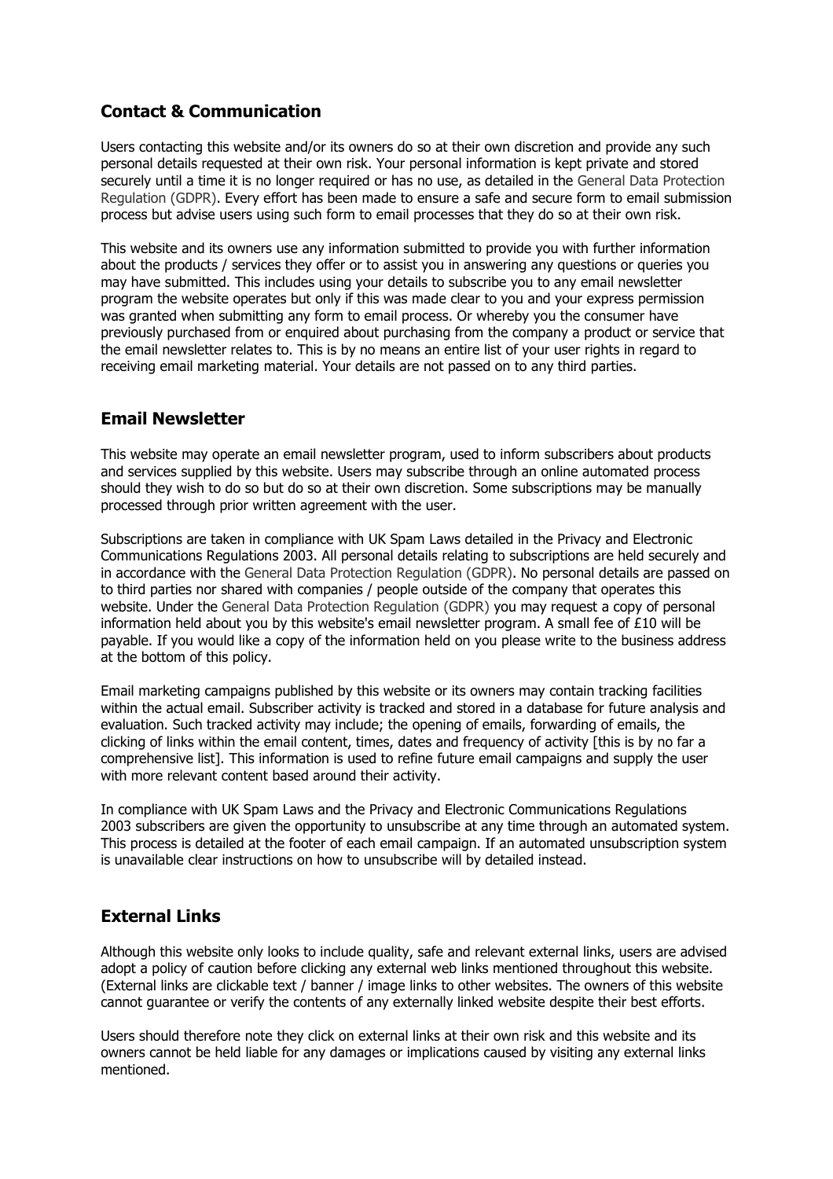## Contact & Communication

Users contacting this website and/or its owners do so at their own discretion and provide any such personal details requested at their own risk. Your personal information is kept private and stored securely until a time it is no longer required or has no use, as detailed in the General Data Protection Regulation (GDPR). Every effort has been made to ensure a safe and secure form to email submission process but advise users using such form to email processes that they do so at their own risk.

This website and its owners use any information submitted to provide you with further information about the products / services they offer or to assist you in answering any questions or queries you may have submitted. This includes using your details to subscribe you to any email newsletter program the website operates but only if this was made clear to you and your express permission was granted when submitting any form to email process. Or whereby you the consumer have previously purchased from or enquired about purchasing from the company a product or service that the email newsletter relates to. This is by no means an entire list of your user rights in regard to receiving email marketing material. Your details are not passed on to any third parties.

## Email Newsletter

This website may operate an email newsletter program, used to inform subscribers about products and services supplied by this website. Users may subscribe through an online automated process should they wish to do so but do so at their own discretion. Some subscriptions may be manually processed through prior written agreement with the user.

Subscriptions are taken in compliance with UK Spam Laws detailed in the Privacy and Electronic Communications Regulations 2003. All personal details relating to subscriptions are held securely and in accordance with the General Data Protection Regulation (GDPR). No personal details are passed on to third parties nor shared with companies / people outside of the company that operates this website. Under the General Data Protection Regulation (GDPR) you may request a copy of personal information held about you by this website's email newsletter program. A small fee of £10 will be payable. If you would like a copy of the information held on you please write to the business address at the bottom of this policy.

Email marketing campaigns published by this website or its owners may contain tracking facilities within the actual email. Subscriber activity is tracked and stored in a database for future analysis and evaluation. Such tracked activity may include; the opening of emails, forwarding of emails, the clicking of links within the email content, times, dates and frequency of activity [this is by no far a comprehensive list]. This information is used to refine future email campaigns and supply the user with more relevant content based around their activity.

In compliance with UK Spam Laws and the Privacy and Electronic Communications Regulations 2003 subscribers are given the opportunity to unsubscribe at any time through an automated system. This process is detailed at the footer of each email campaign. If an automated unsubscription system is unavailable clear instructions on how to unsubscribe will by detailed instead.

## External Links

Although this website only looks to include quality, safe and relevant external links, users are advised adopt a policy of caution before clicking any external web links mentioned throughout this website. (External links are clickable text / banner / image links to other websites. The owners of this website cannot guarantee or verify the contents of any externally linked website despite their best efforts.

Users should therefore note they click on external links at their own risk and this website and its owners cannot be held liable for any damages or implications caused by visiting any external links mentioned.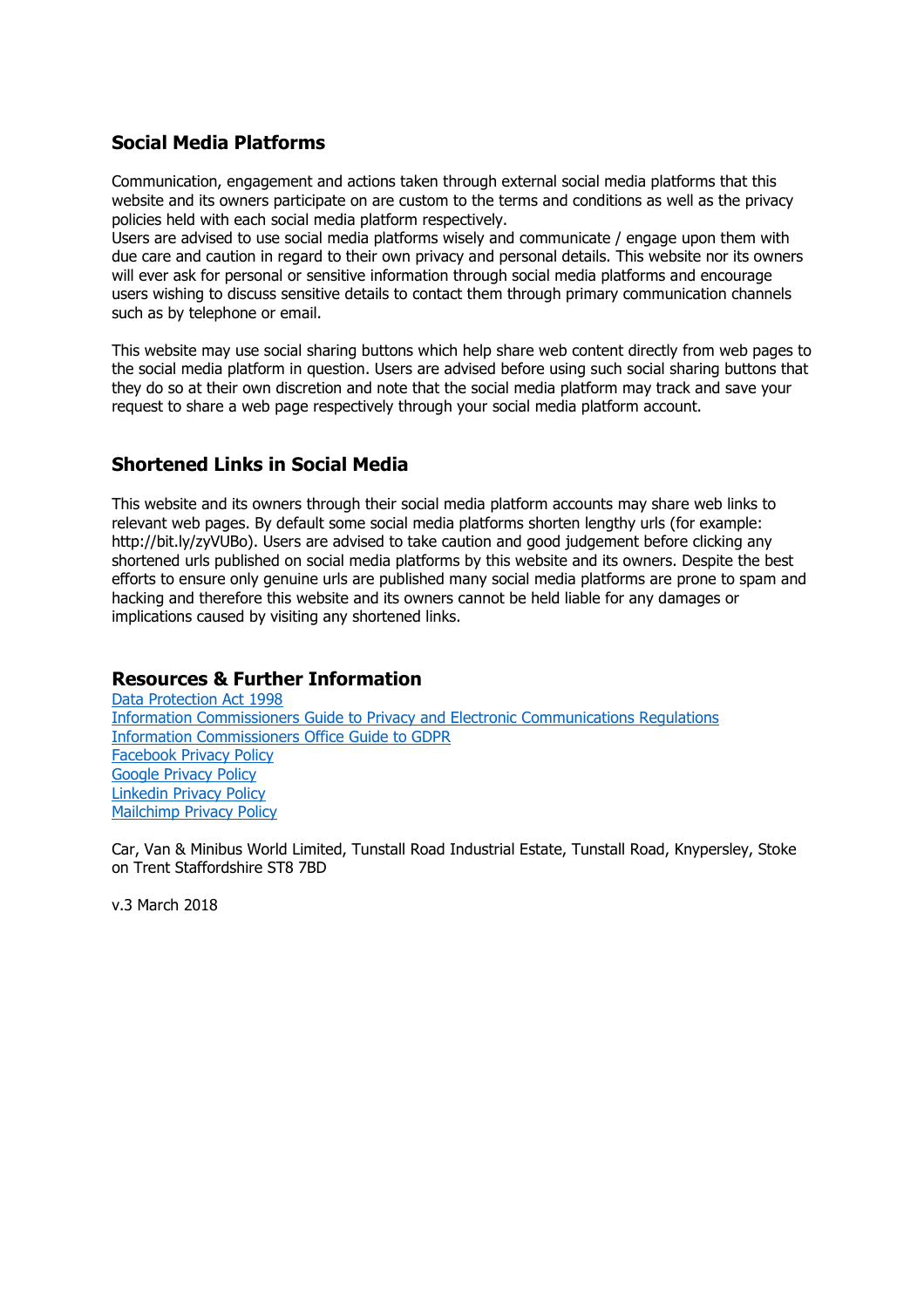## Social Media Platforms

Communication, engagement and actions taken through external social media platforms that this website and its owners participate on are custom to the terms and conditions as well as the privacy policies held with each social media platform respectively.
Users are advised to use social media platforms wisely and communicate / engage upon them with due care and caution in regard to their own privacy and personal details. This website nor its owners will ever ask for personal or sensitive information through social media platforms and encourage users wishing to discuss sensitive details to contact them through primary communication channels such as by telephone or email.

This website may use social sharing buttons which help share web content directly from web pages to the social media platform in question. Users are advised before using such social sharing buttons that they do so at their own discretion and note that the social media platform may track and save your request to share a web page respectively through your social media platform account.

## Shortened Links in Social Media

This website and its owners through their social media platform accounts may share web links to relevant web pages. By default some social media platforms shorten lengthy urls (for example: http://bit.ly/zyVUBo). Users are advised to take caution and good judgement before clicking any shortened urls published on social media platforms by this website and its owners. Despite the best efforts to ensure only genuine urls are published many social media platforms are prone to spam and hacking and therefore this website and its owners cannot be held liable for any damages or implications caused by visiting any shortened links.

## Resources & Further Information

Data Protection Act 1998
Information Commissioners Guide to Privacy and Electronic Communications Regulations
Information Commissioners Office Guide to GDPR
Facebook Privacy Policy
Google Privacy Policy
Linkedin Privacy Policy
Mailchimp Privacy Policy

Car, Van & Minibus World Limited, Tunstall Road Industrial Estate, Tunstall Road, Knypersley, Stoke on Trent Staffordshire ST8 7BD

v.3 March 2018